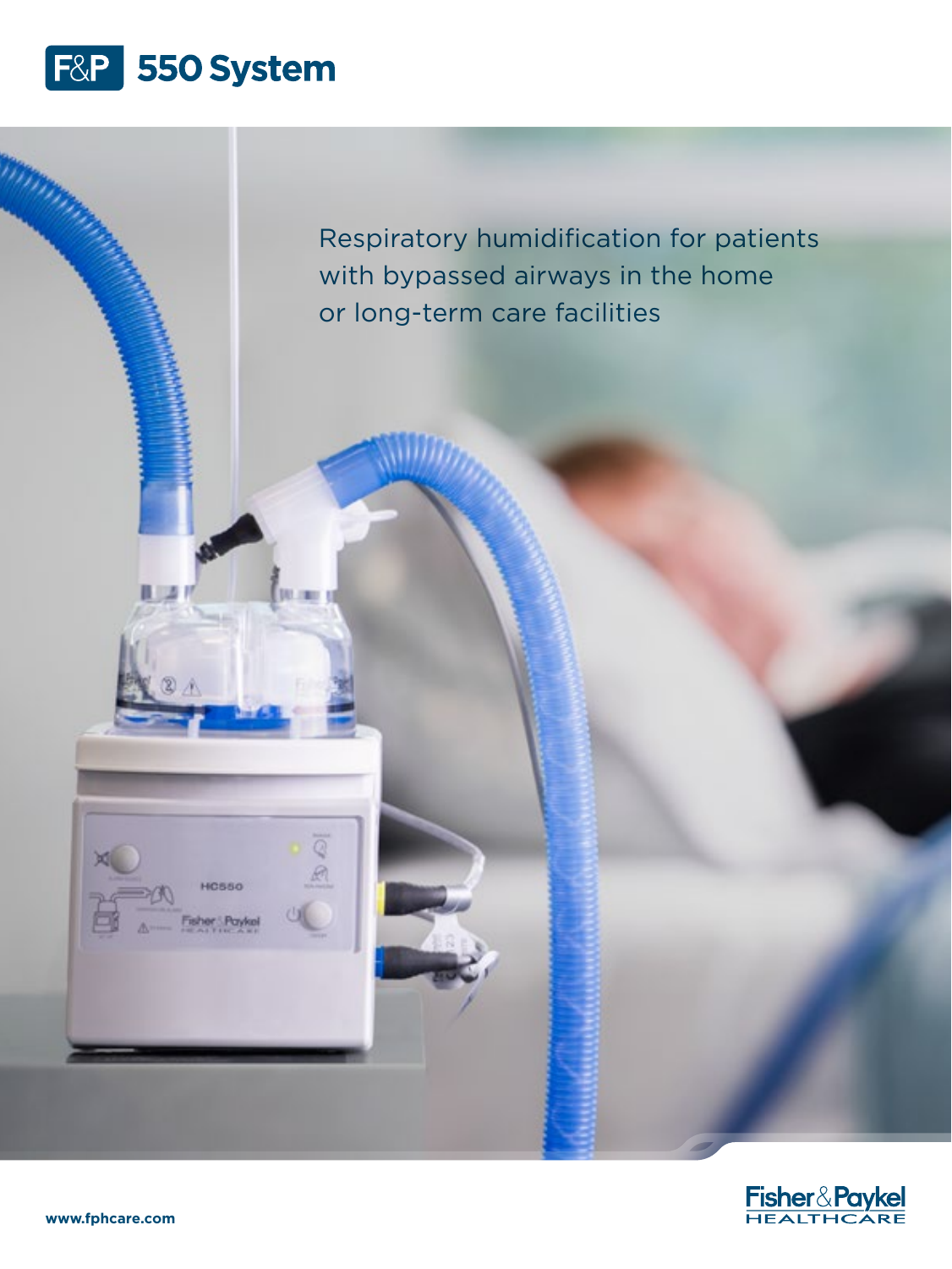# F&P 550 System

Respiratory humidification for patients with bypassed airways in the home or long-term care facilities

www.fphcare.com

Fisher&Paykel HEALTHCARE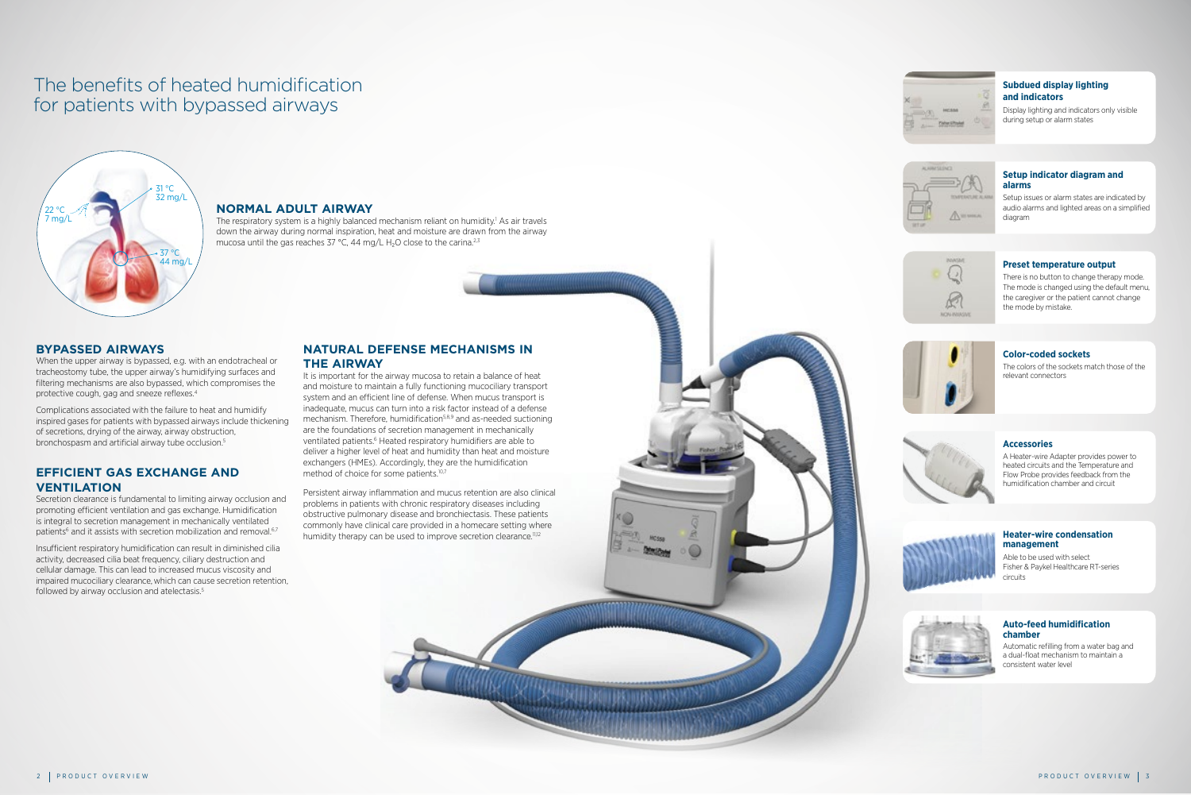# The benefits of heated humidification for patients with bypassed airways

22 °C
7 mg/L

31 °C
32 mg/L

37 °C
44 mg/L

## NORMAL ADULT AIRWAY

The respiratory system is a highly balanced mechanism reliant on humidity.[1] As air travels down the airway during normal inspiration, heat and moisture are drawn from the airway mucosa until the gas reaches 37 °C, 44 mg/L $H_2O$ close to the carina.[2,3]

## BYPASSED AIRWAYS

When the upper airway is bypassed, e.g. with an endotracheal or tracheostomy tube, the upper airway's humidifying surfaces and filtering mechanisms are also bypassed, which compromises the protective cough, gag and sneeze reflexes.[4]

Complications associated with the failure to heat and humidify inspired gases for patients with bypassed airways include thickening of secretions, drying of the airway, airway obstruction, bronchospasm and artificial airway tube occlusion.[5]

## EFFICIENT GAS EXCHANGE AND VENTILATION

Secretion clearance is fundamental to limiting airway occlusion and promoting efficient ventilation and gas exchange. Humidification is integral to secretion management in mechanically ventilated patients[6] and it assists with secretion mobilization and removal.[6,7]

Insufficient respiratory humidification can result in diminished cilia activity, decreased cilia beat frequency, ciliary destruction and cellular damage. This can lead to increased mucus viscosity and impaired mucociliary clearance, which can cause secretion retention, followed by airway occlusion and atelectasis.[5]

## NATURAL DEFENSE MECHANISMS IN THE AIRWAY

It is important for the airway mucosa to retain a balance of heat and moisture to maintain a fully functioning mucociliary transport system and an efficient line of defense. When mucus transport is inadequate, mucus can turn into a risk factor instead of a defense mechanism. Therefore, humidification[5,8,9] and as-needed suctioning are the foundations of secretion management in mechanically ventilated patients.[6] Heated respiratory humidifiers are able to deliver a higher level of heat and humidity than heat and moisture exchangers (HMEs). Accordingly, they are the humidification method of choice for some patients.[10,7]

Persistent airway inflammation and mucus retention are also clinical problems in patients with chronic respiratory diseases including obstructive pulmonary disease and bronchiectasis. These patients commonly have clinical care provided in a homecare setting where humidity therapy can be used to improve secretion clearance.[11,12]

### Subdued display lighting and indicators

Display lighting and indicators only visible during setup or alarm states

### Setup indicator diagram and alarms

Setup issues or alarm states are indicated by audio alarms and lighted areas on a simplified diagram

### Preset temperature output

There is no button to change therapy mode. The mode is changed using the default menu, the caregiver or the patient cannot change the mode by mistake.

### Color-coded sockets

The colors of the sockets match those of the relevant connectors

### Accessories

A Heater-wire Adapter provides power to heated circuits and the Temperature and Flow Probe provides feedback from the humidification chamber and circuit

### Heater-wire condensation management

Able to be used with select Fisher & Paykel Healthcare RT-series circuits

### Auto-feed humidification chamber

Automatic refilling from a water bag and a dual-float mechanism to maintain a consistent water level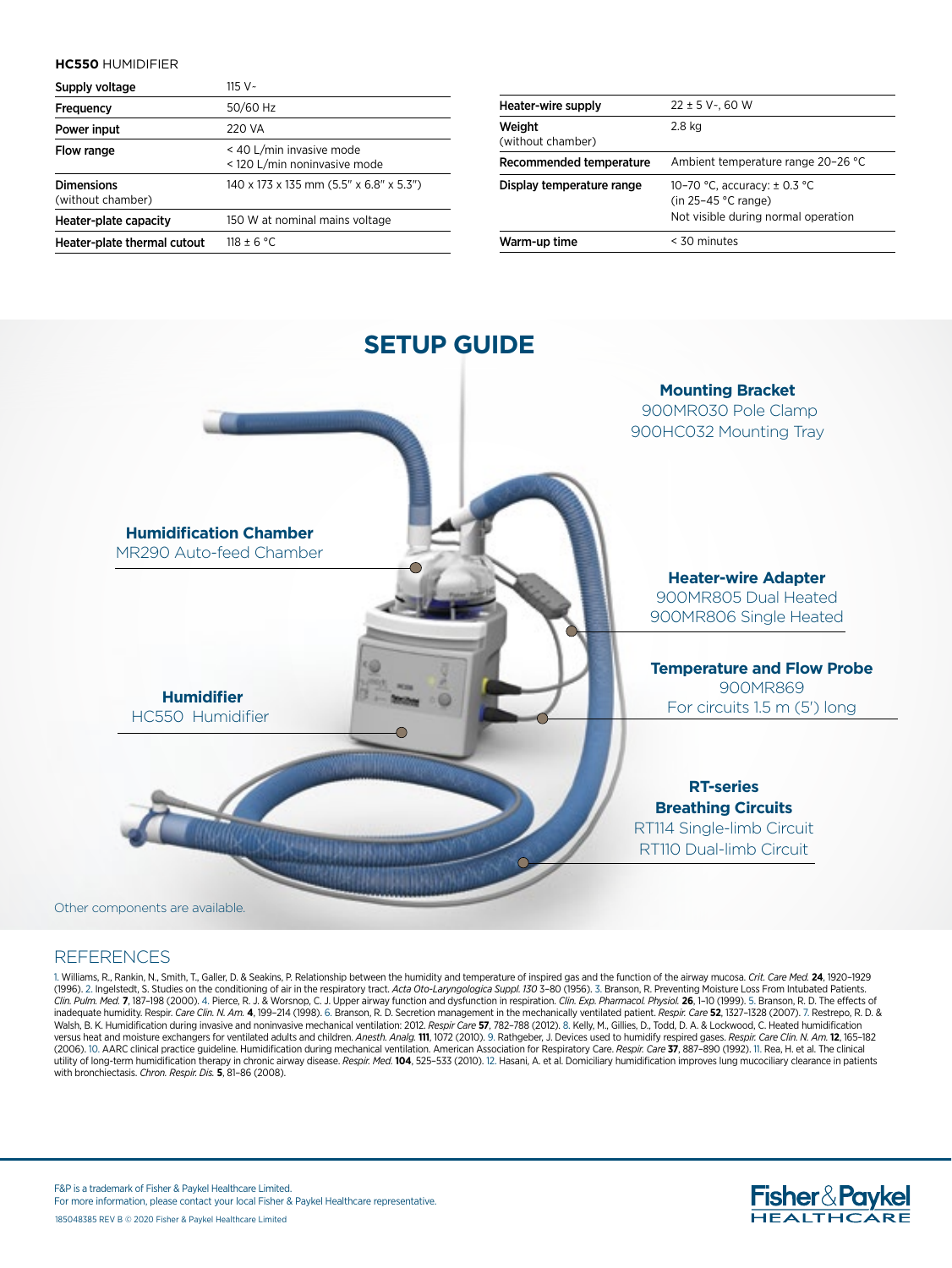**HC550** HUMIDIFIER

| | |
|---|---|
| **Supply voltage** | 115 V~ |
| **Frequency** | 50/60 Hz |
| **Power input** | 220 VA |
| **Flow range** | < 40 L/min invasive mode<br>< 120 L/min noninvasive mode |
| **Dimensions** (without chamber) | 140 x 173 x 135 mm (5.5" x 6.8" x 5.3") |
| **Heater-plate capacity** | 150 W at nominal mains voltage |
| **Heater-plate thermal cutout** | 118 ± 6 °C |
| **Heater-wire supply** | 22 ± 5 V~, 60 W |
| **Weight** (without chamber) | 2.8 kg |
| **Recommended temperature** | Ambient temperature range 20–26 °C |
| **Display temperature range** | 10–70 °C, accuracy: ± 0.3 °C (in 25–45 °C range)<br>Not visible during normal operation |
| **Warm-up time** | < 30 minutes |

## SETUP GUIDE

**Mounting Bracket**
900MR030 Pole Clamp
900HC032 Mounting Tray

**Humidification Chamber**
MR290 Auto-feed Chamber

**Heater-wire Adapter**
900MR805 Dual Heated
900MR806 Single Heated

**Temperature and Flow Probe**
900MR869
For circuits 1.5 m (5') long

**Humidifier**
HC550 Humidifier

**RT-series Breathing Circuits**
RT114 Single-limb Circuit
RT110 Dual-limb Circuit

Other components are available.

## REFERENCES

1. Williams, R., Rankin, N., Smith, T., Galler, D. & Seakins, P. Relationship between the humidity and temperature of inspired gas and the function of the airway mucosa. *Crit. Care Med.* **24**, 1920–1929 (1996). 2. Ingelstedt, S. Studies on the conditioning of air in the respiratory tract. *Acta Oto-Laryngologica Suppl. 130* 3–80 (1956). 3. Branson, R. Preventing Moisture Loss From Intubated Patients. *Clin. Pulm. Med.* **7**, 187–198 (2000). 4. Pierce, R. J. & Worsnop, C. J. Upper airway function and dysfunction in respiration. *Clin. Exp. Pharmacol. Physiol.* **26**, 1–10 (1999). 5. Branson, R. D. The effects of inadequate humidity. Respir. *Care Clin. N. Am.* **4**, 199–214 (1998). 6. Branson, R. D. Secretion management in the mechanically ventilated patient. *Respir. Care* **52**, 1327–1328 (2007). 7. Restrepo, R. D. & Walsh, B. K. Humidification during invasive and noninvasive mechanical ventilation: 2012. *Respir Care* **57**, 782–788 (2012). 8. Kelly, M., Gillies, D., Todd, D. A. & Lockwood, C. Heated humidification versus heat and moisture exchangers for ventilated adults and children. *Anesth. Analg.* **111**, 1072 (2010). 9. Rathgeber, J. Devices used to humidify respired gases. *Respir. Care Clin. N. Am.* **12**, 165–182 (2006). 10. AARC clinical practice guideline. Humidification during mechanical ventilation. American Association for Respiratory Care. *Respir. Care* **37**, 887–890 (1992). 11. Rea, H. et al. The clinical utility of long-term humidification therapy in chronic airway disease. *Respir. Med.* **104**, 525–533 (2010). 12. Hasani, A. et al. Domiciliary humidification improves lung mucociliary clearance in patients with bronchiectasis. *Chron. Respir. Dis.* **5**, 81–86 (2008).

F&P is a trademark of Fisher & Paykel Healthcare Limited.
For more information, please contact your local Fisher & Paykel Healthcare representative.

185048385 REV B © 2020 Fisher & Paykel Healthcare Limited

Fisher&Paykel HEALTHCARE